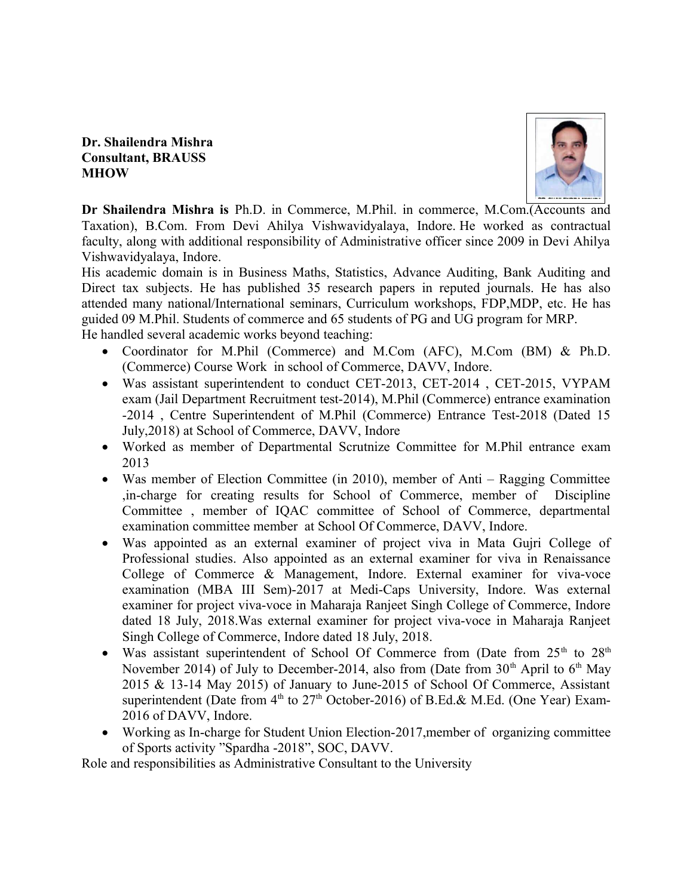**Dr. Shailendra Mishra**
**Consultant, BRAUSS**
**MHOW**

**Dr Shailendra Mishra is** Ph.D. in Commerce, M.Phil. in commerce, M.Com.(Accounts and Taxation), B.Com. From Devi Ahilya Vishwavidyalaya, Indore. He worked as contractual faculty, along with additional responsibility of Administrative officer since 2009 in Devi Ahilya Vishwavidyalaya, Indore.

His academic domain is in Business Maths, Statistics, Advance Auditing, Bank Auditing and Direct tax subjects. He has published 35 research papers in reputed journals. He has also attended many national/International seminars, Curriculum workshops, FDP,MDP, etc. He has guided 09 M.Phil. Students of commerce and 65 students of PG and UG program for MRP.

He handled several academic works beyond teaching:

- Coordinator for M.Phil (Commerce) and M.Com (AFC), M.Com (BM) & Ph.D. (Commerce) Course Work in school of Commerce, DAVV, Indore.
- Was assistant superintendent to conduct CET-2013, CET-2014 , CET-2015, VYPAM exam (Jail Department Recruitment test-2014), M.Phil (Commerce) entrance examination -2014 , Centre Superintendent of M.Phil (Commerce) Entrance Test-2018 (Dated 15 July,2018) at School of Commerce, DAVV, Indore
- Worked as member of Departmental Scrutnize Committee for M.Phil entrance exam 2013
- Was member of Election Committee (in 2010), member of Anti – Ragging Committee ,in-charge for creating results for School of Commerce, member of Discipline Committee , member of IQAC committee of School of Commerce, departmental examination committee member at School Of Commerce, DAVV, Indore.
- Was appointed as an external examiner of project viva in Mata Gujri College of Professional studies. Also appointed as an external examiner for viva in Renaissance College of Commerce & Management, Indore. External examiner for viva-voce examination (MBA III Sem)-2017 at Medi-Caps University, Indore. Was external examiner for project viva-voce in Maharaja Ranjeet Singh College of Commerce, Indore dated 18 July, 2018.Was external examiner for project viva-voce in Maharaja Ranjeet Singh College of Commerce, Indore dated 18 July, 2018.
- Was assistant superintendent of School Of Commerce from (Date from 25th to 28th November 2014) of July to December-2014, also from (Date from 30th April to 6th May 2015 & 13-14 May 2015) of January to June-2015 of School Of Commerce, Assistant superintendent (Date from 4th to 27th October-2016) of B.Ed.& M.Ed. (One Year) Exam-2016 of DAVV, Indore.
- Working as In-charge for Student Union Election-2017,member of organizing committee of Sports activity "Spardha -2018", SOC, DAVV.

Role and responsibilities as Administrative Consultant to the University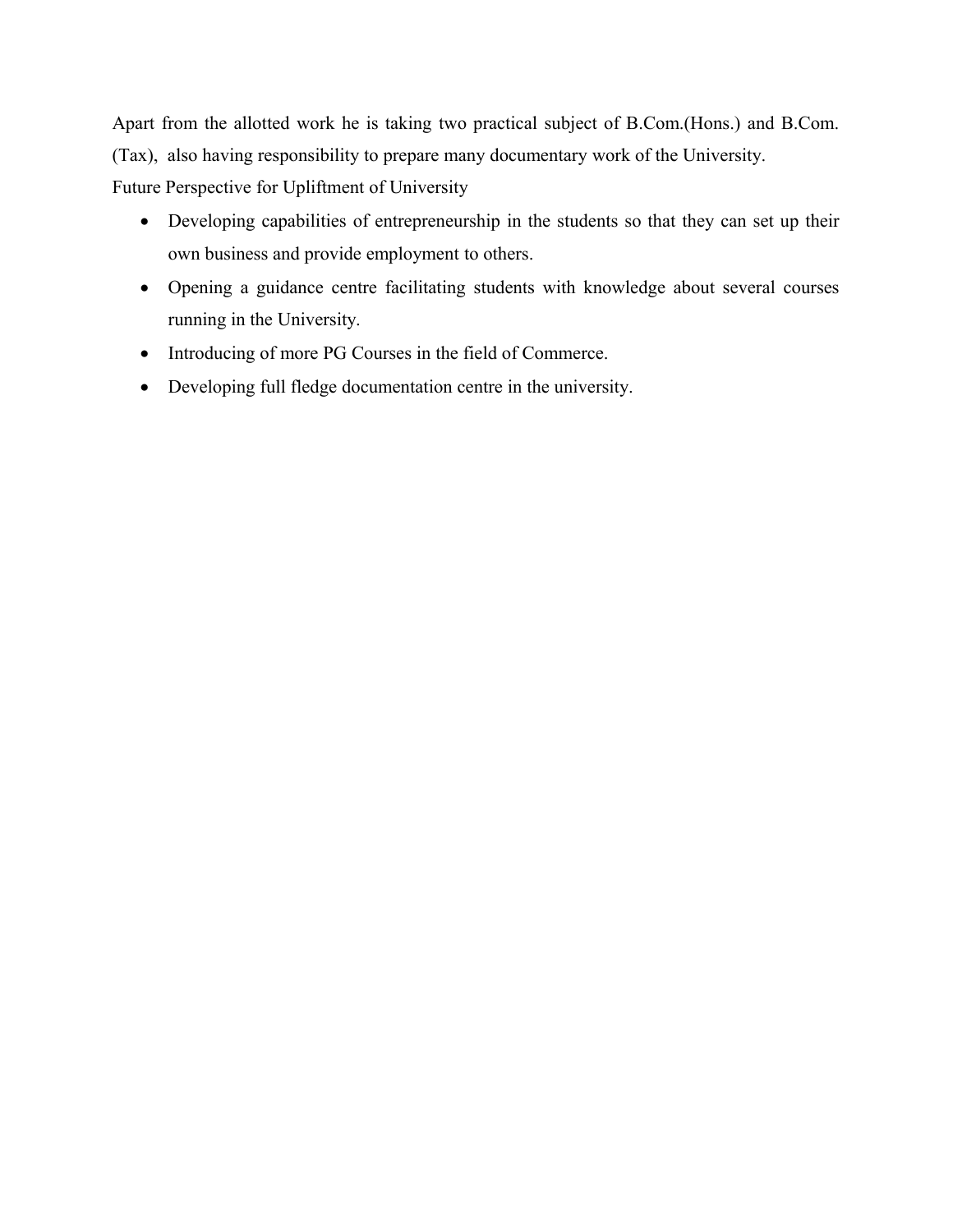Apart from the allotted work he is taking two practical subject of B.Com.(Hons.) and B.Com. (Tax), also having responsibility to prepare many documentary work of the University.

Future Perspective for Upliftment of University

- Developing capabilities of entrepreneurship in the students so that they can set up their own business and provide employment to others.
- Opening a guidance centre facilitating students with knowledge about several courses running in the University.
- Introducing of more PG Courses in the field of Commerce.
- Developing full fledge documentation centre in the university.